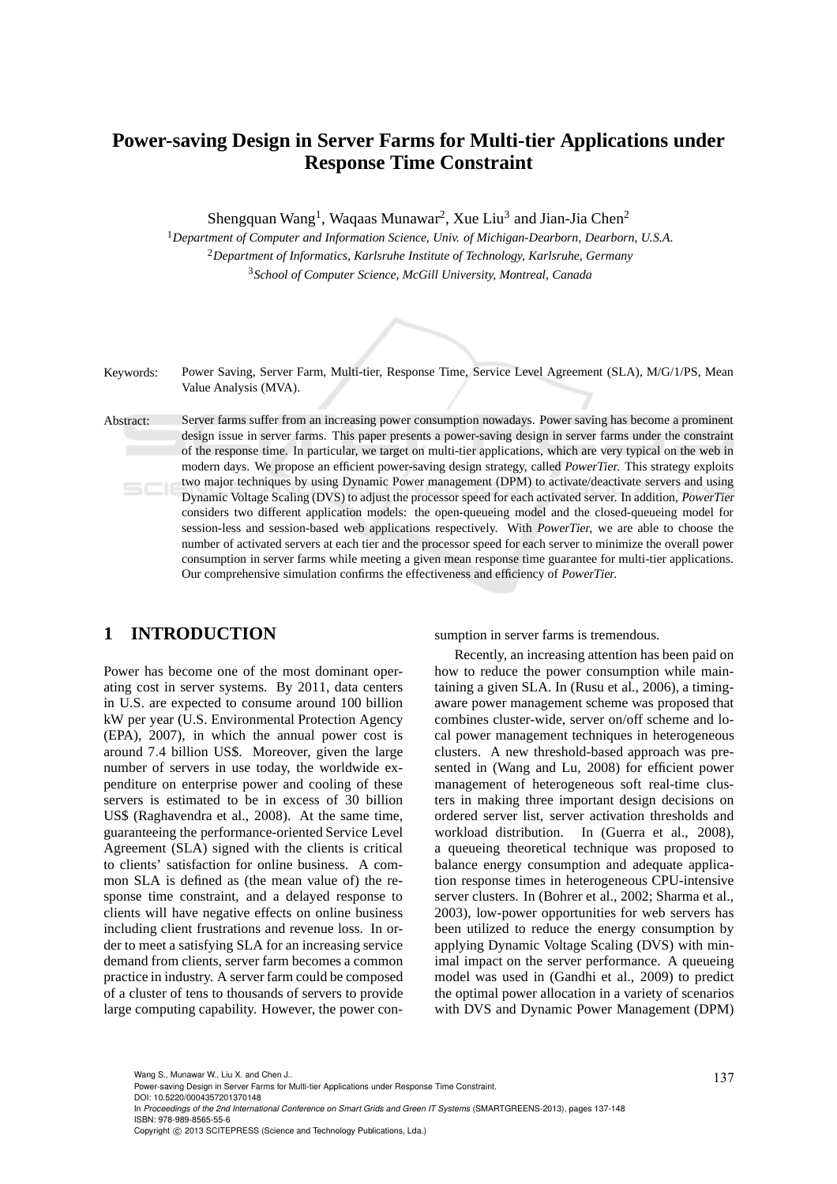# Power-saving Design in Server Farms for Multi-tier Applications under Response Time Constraint

Shengquan Wang[1], Waqaas Munawar[2], Xue Liu[3] and Jian-Jia Chen[2]

[1]*Department of Computer and Information Science, Univ. of Michigan-Dearborn, Dearborn, U.S.A.*
[2]*Department of Informatics, Karlsruhe Institute of Technology, Karlsruhe, Germany*
[3]*School of Computer Science, McGill University, Montreal, Canada*

Keywords: Power Saving, Server Farm, Multi-tier, Response Time, Service Level Agreement (SLA), M/G/1/PS, Mean Value Analysis (MVA).

Abstract: Server farms suffer from an increasing power consumption nowadays. Power saving has become a prominent design issue in server farms. This paper presents a power-saving design in server farms under the constraint of the response time. In particular, we target on multi-tier applications, which are very typical on the web in modern days. We propose an efficient power-saving design strategy, called *PowerTier*. This strategy exploits two major techniques by using Dynamic Power management (DPM) to activate/deactivate servers and using Dynamic Voltage Scaling (DVS) to adjust the processor speed for each activated server. In addition, *PowerTier* considers two different application models: the open-queueing model and the closed-queueing model for session-less and session-based web applications respectively. With *PowerTier*, we are able to choose the number of activated servers at each tier and the processor speed for each server to minimize the overall power consumption in server farms while meeting a given mean response time guarantee for multi-tier applications. Our comprehensive simulation confirms the effectiveness and efficiency of *PowerTier*.

## 1 INTRODUCTION

Power has become one of the most dominant operating cost in server systems. By 2011, data centers in U.S. are expected to consume around 100 billion kW per year (U.S. Environmental Protection Agency (EPA), 2007), in which the annual power cost is around 7.4 billion US$. Moreover, given the large number of servers in use today, the worldwide expenditure on enterprise power and cooling of these servers is estimated to be in excess of 30 billion US$ (Raghavendra et al., 2008). At the same time, guaranteeing the performance-oriented Service Level Agreement (SLA) signed with the clients is critical to clients' satisfaction for online business. A common SLA is defined as (the mean value of) the response time constraint, and a delayed response to clients will have negative effects on online business including client frustrations and revenue loss. In order to meet a satisfying SLA for an increasing service demand from clients, server farm becomes a common practice in industry. A server farm could be composed of a cluster of tens to thousands of servers to provide large computing capability. However, the power consumption in server farms is tremendous.

Recently, an increasing attention has been paid on how to reduce the power consumption while maintaining a given SLA. In (Rusu et al., 2006), a timing-aware power management scheme was proposed that combines cluster-wide, server on/off scheme and local power management techniques in heterogeneous clusters. A new threshold-based approach was presented in (Wang and Lu, 2008) for efficient power management of heterogeneous soft real-time clusters in making three important design decisions on ordered server list, server activation thresholds and workload distribution. In (Guerra et al., 2008), a queueing theoretical technique was proposed to balance energy consumption and adequate application response times in heterogeneous CPU-intensive server clusters. In (Bohrer et al., 2002; Sharma et al., 2003), low-power opportunities for web servers has been utilized to reduce the energy consumption by applying Dynamic Voltage Scaling (DVS) with minimal impact on the server performance. A queueing model was used in (Gandhi et al., 2009) to predict the optimal power allocation in a variety of scenarios with DVS and Dynamic Power Management (DPM)

Wang S., Munawar W., Liu X. and Chen J..
Power-saving Design in Server Farms for Multi-tier Applications under Response Time Constraint.
DOI: 10.5220/0004357201370148
In *Proceedings of the 2nd International Conference on Smart Grids and Green IT Systems* (SMARTGREENS-2013), pages 137-148
ISBN: 978-989-8565-55-6
Copyright © 2013 SCITEPRESS (Science and Technology Publications, Lda.)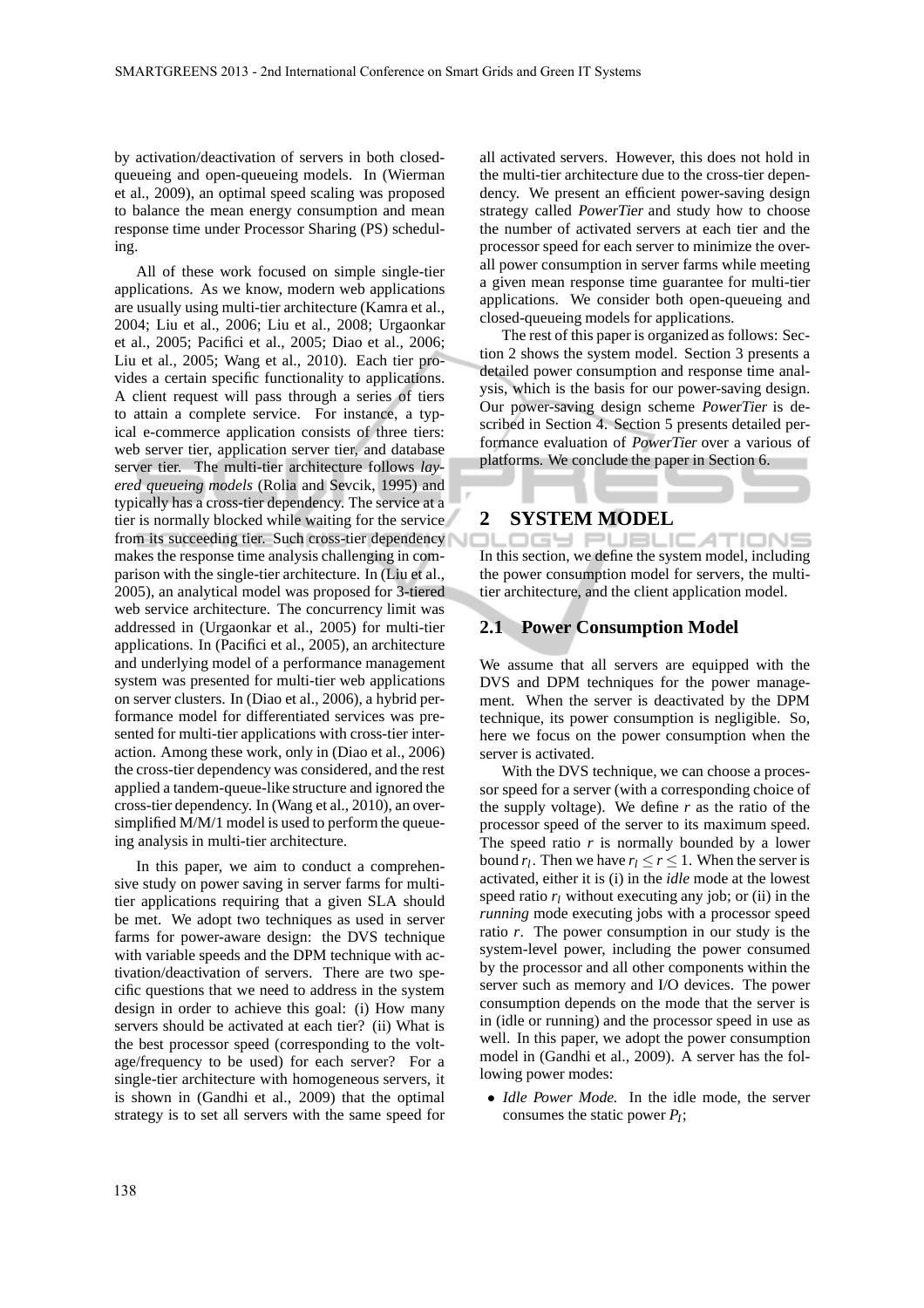by activation/deactivation of servers in both closed-queueing and open-queueing models. In (Wierman et al., 2009), an optimal speed scaling was proposed to balance the mean energy consumption and mean response time under Processor Sharing (PS) scheduling.

All of these work focused on simple single-tier applications. As we know, modern web applications are usually using multi-tier architecture (Kamra et al., 2004; Liu et al., 2006; Liu et al., 2008; Urgaonkar et al., 2005; Pacifici et al., 2005; Diao et al., 2006; Liu et al., 2005; Wang et al., 2010). Each tier provides a certain specific functionality to applications. A client request will pass through a series of tiers to attain a complete service. For instance, a typical e-commerce application consists of three tiers: web server tier, application server tier, and database server tier. The multi-tier architecture follows *layered queueing models* (Rolia and Sevcik, 1995) and typically has a cross-tier dependency. The service at a tier is normally blocked while waiting for the service from its succeeding tier. Such cross-tier dependency makes the response time analysis challenging in comparison with the single-tier architecture. In (Liu et al., 2005), an analytical model was proposed for 3-tiered web service architecture. The concurrency limit was addressed in (Urgaonkar et al., 2005) for multi-tier applications. In (Pacifici et al., 2005), an architecture and underlying model of a performance management system was presented for multi-tier web applications on server clusters. In (Diao et al., 2006), a hybrid performance model for differentiated services was presented for multi-tier applications with cross-tier interaction. Among these work, only in (Diao et al., 2006) the cross-tier dependency was considered, and the rest applied a tandem-queue-like structure and ignored the cross-tier dependency. In (Wang et al., 2010), an oversimplified M/M/1 model is used to perform the queueing analysis in multi-tier architecture.

In this paper, we aim to conduct a comprehensive study on power saving in server farms for multi-tier applications requiring that a given SLA should be met. We adopt two techniques as used in server farms for power-aware design: the DVS technique with variable speeds and the DPM technique with activation/deactivation of servers. There are two specific questions that we need to address in the system design in order to achieve this goal: (i) How many servers should be activated at each tier? (ii) What is the best processor speed (corresponding to the voltage/frequency to be used) for each server? For a single-tier architecture with homogeneous servers, it is shown in (Gandhi et al., 2009) that the optimal strategy is to set all servers with the same speed for all activated servers. However, this does not hold in the multi-tier architecture due to the cross-tier dependency. We present an efficient power-saving design strategy called *PowerTier* and study how to choose the number of activated servers at each tier and the processor speed for each server to minimize the overall power consumption in server farms while meeting a given mean response time guarantee for multi-tier applications. We consider both open-queueing and closed-queueing models for applications.

The rest of this paper is organized as follows: Section 2 shows the system model. Section 3 presents a detailed power consumption and response time analysis, which is the basis for our power-saving design. Our power-saving design scheme *PowerTier* is described in Section 4. Section 5 presents detailed performance evaluation of *PowerTier* over a various of platforms. We conclude the paper in Section 6.

## 2 SYSTEM MODEL

In this section, we define the system model, including the power consumption model for servers, the multi-tier architecture, and the client application model.

### 2.1 Power Consumption Model

We assume that all servers are equipped with the DVS and DPM techniques for the power management. When the server is deactivated by the DPM technique, its power consumption is negligible. So, here we focus on the power consumption when the server is activated.

With the DVS technique, we can choose a processor speed for a server (with a corresponding choice of the supply voltage). We define $r$ as the ratio of the processor speed of the server to its maximum speed. The speed ratio $r$ is normally bounded by a lower bound $r_l$. Then we have $r_l \leq r \leq 1$. When the server is activated, either it is (i) in the *idle* mode at the lowest speed ratio $r_l$ without executing any job; or (ii) in the *running* mode executing jobs with a processor speed ratio $r$. The power consumption in our study is the system-level power, including the power consumed by the processor and all other components within the server such as memory and I/O devices. The power consumption depends on the mode that the server is in (idle or running) and the processor speed in use as well. In this paper, we adopt the power consumption model in (Gandhi et al., 2009). A server has the following power modes:

- *Idle Power Mode.* In the idle mode, the server consumes the static power $P_I$;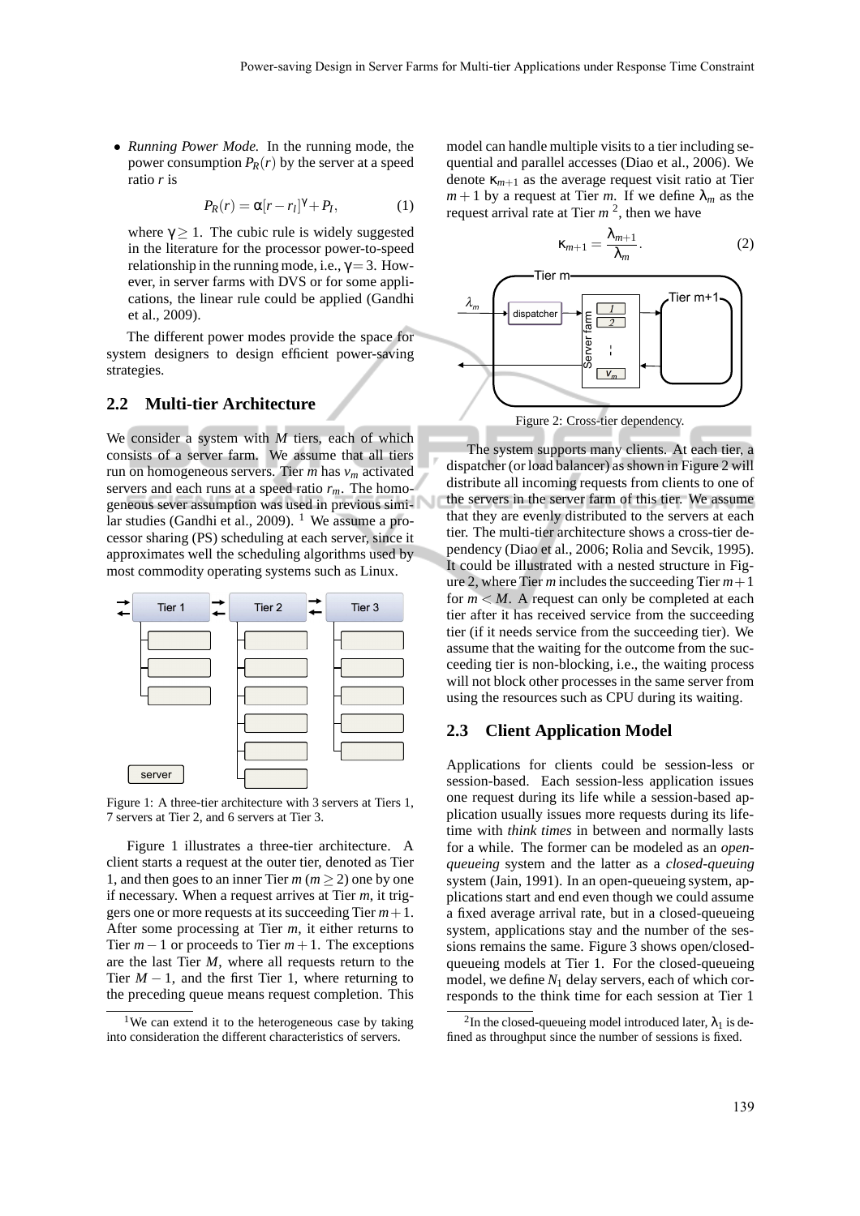- *Running Power Mode.* In the running mode, the power consumption $P_R(r)$ by the server at a speed ratio $r$ is

$$P_R(r) = \alpha[r - r_I]^{\gamma} + P_I, \tag{1}$$

where $\gamma \geq 1$. The cubic rule is widely suggested in the literature for the processor power-to-speed relationship in the running mode, i.e., $\gamma = 3$. However, in server farms with DVS or for some applications, the linear rule could be applied (Gandhi et al., 2009).

The different power modes provide the space for system designers to design efficient power-saving strategies.

## 2.2 Multi-tier Architecture

We consider a system with $M$ tiers, each of which consists of a server farm. We assume that all tiers run on homogeneous servers. Tier $m$ has $v_m$ activated servers and each runs at a speed ratio $r_m$. The homogeneous sever assumption was used in previous similar studies (Gandhi et al., 2009). [1] We assume a processor sharing (PS) scheduling at each server, since it approximates well the scheduling algorithms used by most commodity operating systems such as Linux.

Figure 1: A three-tier architecture with 3 servers at Tiers 1, 7 servers at Tier 2, and 6 servers at Tier 3.

Figure 1 illustrates a three-tier architecture. A client starts a request at the outer tier, denoted as Tier 1, and then goes to an inner Tier $m$ ($m \geq 2$) one by one if necessary. When a request arrives at Tier $m$, it triggers one or more requests at its succeeding Tier $m+1$. After some processing at Tier $m$, it either returns to Tier $m-1$ or proceeds to Tier $m+1$. The exceptions are the last Tier $M$, where all requests return to the Tier $M-1$, and the first Tier 1, where returning to the preceding queue means request completion. This model can handle multiple visits to a tier including sequential and parallel accesses (Diao et al., 2006). We denote $\kappa_{m+1}$ as the average request visit ratio at Tier $m+1$ by a request at Tier $m$. If we define $\lambda_m$ as the request arrival rate at Tier $m$ [2], then we have

$$\kappa_{m+1} = \frac{\lambda_{m+1}}{\lambda_m}. \tag{2}$$

Figure 2: Cross-tier dependency.

The system supports many clients. At each tier, a dispatcher (or load balancer) as shown in Figure 2 will distribute all incoming requests from clients to one of the servers in the server farm of this tier. We assume that they are evenly distributed to the servers at each tier. The multi-tier architecture shows a cross-tier dependency (Diao et al., 2006; Rolia and Sevcik, 1995). It could be illustrated with a nested structure in Figure 2, where Tier $m$ includes the succeeding Tier $m+1$ for $m < M$. A request can only be completed at each tier after it has received service from the succeeding tier (if it needs service from the succeeding tier). We assume that the waiting for the outcome from the succeeding tier is non-blocking, i.e., the waiting process will not block other processes in the same server from using the resources such as CPU during its waiting.

## 2.3 Client Application Model

Applications for clients could be session-less or session-based. Each session-less application issues one request during its life while a session-based application usually issues more requests during its lifetime with *think times* in between and normally lasts for a while. The former can be modeled as an *open-queueing* system and the latter as a *closed-queuing* system (Jain, 1991). In an open-queueing system, applications start and end even though we could assume a fixed average arrival rate, but in a closed-queueing system, applications stay and the number of the sessions remains the same. Figure 3 shows open/closed-queueing models at Tier 1. For the closed-queueing model, we define $N_1$ delay servers, each of which corresponds to the think time for each session at Tier 1

[1] We can extend it to the heterogeneous case by taking into consideration the different characteristics of servers.

[2] In the closed-queueing model introduced later, $\lambda_1$ is defined as throughput since the number of sessions is fixed.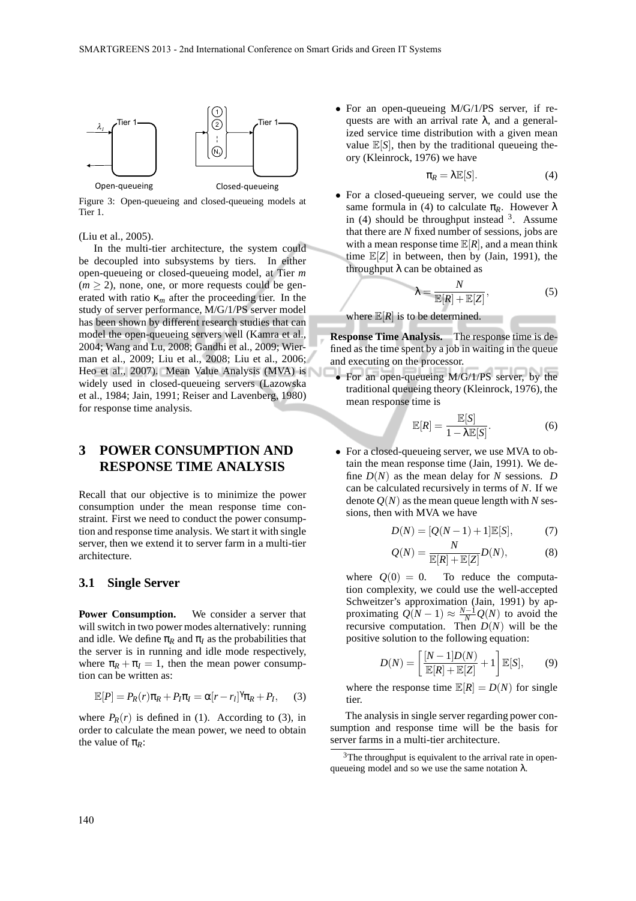Figure 3: Open-queueing and closed-queueing models at Tier 1.

(Liu et al., 2005).

In the multi-tier architecture, the system could be decoupled into subsystems by tiers. In either open-queueing or closed-queueing model, at Tier $m$ ($m \geq 2$), none, one, or more requests could be generated with ratio $\kappa_m$ after the proceeding tier. In the study of server performance, M/G/1/PS server model has been shown by different research studies that can model the open-queueing servers well (Kamra et al., 2004; Wang and Lu, 2008; Gandhi et al., 2009; Wierman et al., 2009; Liu et al., 2008; Liu et al., 2006; Heo et al., 2007). Mean Value Analysis (MVA) is widely used in closed-queueing servers (Lazowska et al., 1984; Jain, 1991; Reiser and Lavenberg, 1980) for response time analysis.

## 3 POWER CONSUMPTION AND RESPONSE TIME ANALYSIS

Recall that our objective is to minimize the power consumption under the mean response time constraint. First we need to conduct the power consumption and response time analysis. We start it with single server, then we extend it to server farm in a multi-tier architecture.

### 3.1 Single Server

**Power Consumption.** We consider a server that will switch in two power modes alternatively: running and idle. We define $\pi_R$ and $\pi_I$ as the probabilities that the server is in running and idle mode respectively, where $\pi_R + \pi_I = 1$, then the mean power consumption can be written as:

$$\mathbb{E}[P] = P_R(r)\pi_R + P_I\pi_I = \alpha[r - r_I]^\gamma \pi_R + P_I, \quad (3)$$

where $P_R(r)$ is defined in (1). According to (3), in order to calculate the mean power, we need to obtain the value of $\pi_R$:

- For an open-queueing M/G/1/PS server, if requests are with an arrival rate $\lambda$, and a generalized service time distribution with a given mean value $\mathbb{E}[S]$, then by the traditional queueing theory (Kleinrock, 1976) we have

$$\pi_R = \lambda \mathbb{E}[S]. \quad (4)$$

- For a closed-queueing server, we could use the same formula in (4) to calculate $\pi_R$. However $\lambda$ in (4) should be throughput instead [3]. Assume that there are $N$ fixed number of sessions, jobs are with a mean response time $\mathbb{E}[R]$, and a mean think time $\mathbb{E}[Z]$ in between, then by (Jain, 1991), the throughput $\lambda$ can be obtained as

$$\lambda = \frac{N}{\mathbb{E}[R] + \mathbb{E}[Z]}, \quad (5)$$

where $\mathbb{E}[R]$ is to be determined.

**Response Time Analysis.** The response time is defined as the time spent by a job in waiting in the queue and executing on the processor.

- For an open-queueing M/G/1/PS server, by the traditional queueing theory (Kleinrock, 1976), the mean response time is

$$\mathbb{E}[R] = \frac{\mathbb{E}[S]}{1 - \lambda \mathbb{E}[S]}. \quad (6)$$

- For a closed-queueing server, we use MVA to obtain the mean response time (Jain, 1991). We define $D(N)$ as the mean delay for $N$ sessions. $D$ can be calculated recursively in terms of $N$. If we denote $Q(N)$ as the mean queue length with $N$ sessions, then with MVA we have

$$D(N) = [Q(N-1) + 1]\mathbb{E}[S], \quad (7)$$

$$Q(N) = \frac{N}{\mathbb{E}[R] + \mathbb{E}[Z]} D(N), \quad (8)$$

where $Q(0) = 0$. To reduce the computation complexity, we could use the well-accepted Schweitzer's approximation (Jain, 1991) by approximating $Q(N-1) \approx \frac{N-1}{N} Q(N)$ to avoid the recursive computation. Then $D(N)$ will be the positive solution to the following equation:

$$D(N) = \left[\frac{[N-1]D(N)}{\mathbb{E}[R] + \mathbb{E}[Z]} + 1\right]\mathbb{E}[S], \quad (9)$$

where the response time $\mathbb{E}[R] = D(N)$ for single tier.

The analysis in single server regarding power consumption and response time will be the basis for server farms in a multi-tier architecture.

[3] The throughput is equivalent to the arrival rate in open-queueing model and so we use the same notation $\lambda$.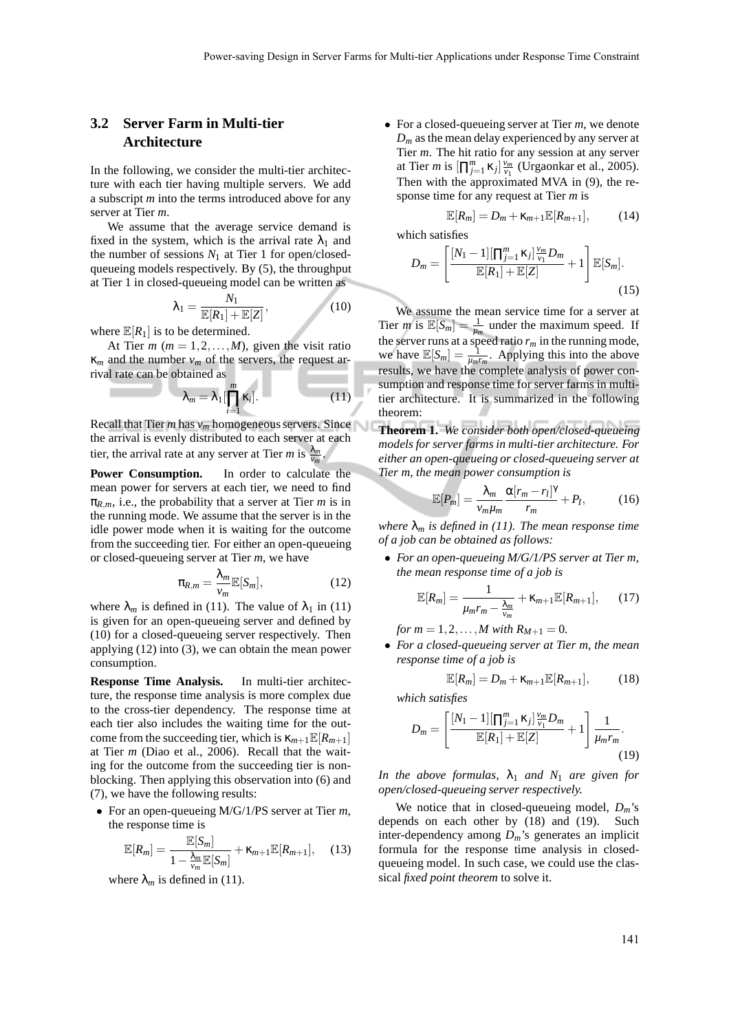### 3.2 Server Farm in Multi-tier Architecture

In the following, we consider the multi-tier architecture with each tier having multiple servers. We add a subscript $m$ into the terms introduced above for any server at Tier $m$.

We assume that the average service demand is fixed in the system, which is the arrival rate $\lambda_1$ and the number of sessions $N_1$ at Tier 1 for open/closed-queueing models respectively. By (5), the throughput at Tier 1 in closed-queueing model can be written as

$$\lambda_1 = \frac{N_1}{\mathbb{E}[R_1] + \mathbb{E}[Z]}, \tag{10}$$

where $\mathbb{E}[R_1]$ is to be determined.

At Tier $m$ ($m = 1, 2, \ldots, M$), given the visit ratio $\kappa_m$ and the number $v_m$ of the servers, the request arrival rate can be obtained as

$$\lambda_m = \lambda_1 [\prod_{i=1}^{m} \kappa_i]. \tag{11}$$

Recall that Tier $m$ has $v_m$ homogeneous servers. Since the arrival is evenly distributed to each server at each tier, the arrival rate at any server at Tier $m$ is $\frac{\lambda_m}{v_m}$.

**Power Consumption.** In order to calculate the mean power for servers at each tier, we need to find $\pi_{R,m}$, i.e., the probability that a server at Tier $m$ is in the running mode. We assume that the server is in the idle power mode when it is waiting for the outcome from the succeeding tier. For either an open-queueing or closed-queueing server at Tier $m$, we have

$$\pi_{R,m} = \frac{\lambda_m}{v_m} \mathbb{E}[S_m], \tag{12}$$

where $\lambda_m$ is defined in (11). The value of $\lambda_1$ in (11) is given for an open-queueing server and defined by (10) for a closed-queueing server respectively. Then applying (12) into (3), we can obtain the mean power consumption.

**Response Time Analysis.** In multi-tier architecture, the response time analysis is more complex due to the cross-tier dependency. The response time at each tier also includes the waiting time for the outcome from the succeeding tier, which is $\kappa_{m+1}\mathbb{E}[R_{m+1}]$ at Tier $m$ (Diao et al., 2006). Recall that the waiting for the outcome from the succeeding tier is non-blocking. Then applying this observation into (6) and (7), we have the following results:

- For an open-queueing M/G/1/PS server at Tier $m$, the response time is

$$\mathbb{E}[R_m] = \frac{\mathbb{E}[S_m]}{1 - \frac{\lambda_m}{v_m}\mathbb{E}[S_m]} + \kappa_{m+1}\mathbb{E}[R_{m+1}], \tag{13}$$

  where $\lambda_m$ is defined in (11).

- For a closed-queueing server at Tier $m$, we denote $D_m$ as the mean delay experienced by any server at Tier $m$. The hit ratio for any session at any server at Tier $m$ is $[\prod_{j=1}^{m} \kappa_j] \frac{v_m}{v_1}$ (Urgaonkar et al., 2005). Then with the approximated MVA in (9), the response time for any request at Tier $m$ is

$$\mathbb{E}[R_m] = D_m + \kappa_{m+1}\mathbb{E}[R_{m+1}], \tag{14}$$

  which satisfies

$$D_m = \left[ \frac{[N_1 - 1][\prod_{j=1}^{m} \kappa_j] \frac{v_m}{v_1} D_m}{\mathbb{E}[R_1] + \mathbb{E}[Z]} + 1 \right] \mathbb{E}[S_m]. \tag{15}$$

We assume the mean service time for a server at Tier $m$ is $\mathbb{E}[S_m] = \frac{1}{\mu_m}$ under the maximum speed. If the server runs at a speed ratio $r_m$ in the running mode, we have $\mathbb{E}[S_m] = \frac{1}{\mu_m r_m}$. Applying this into the above results, we have the complete analysis of power consumption and response time for server farms in multi-tier architecture. It is summarized in the following theorem:

**Theorem 1.** *We consider both open/closed-queueing models for server farms in multi-tier architecture. For either an open-queueing or closed-queueing server at Tier m, the mean power consumption is*

$$\mathbb{E}[P_m] = \frac{\lambda_m}{v_m \mu_m} \frac{\alpha [r_m - r_I]^{\gamma}}{r_m} + P_I, \tag{16}$$

*where $\lambda_m$ is defined in (11). The mean response time of a job can be obtained as follows:*

- *For an open-queueing M/G/1/PS server at Tier m, the mean response time of a job is*

$$\mathbb{E}[R_m] = \frac{1}{\mu_m r_m - \frac{\lambda_m}{v_m}} + \kappa_{m+1}\mathbb{E}[R_{m+1}], \tag{17}$$

  *for $m = 1, 2, \ldots, M$ with $R_{M+1} = 0$.*

- *For a closed-queueing server at Tier m, the mean response time of a job is*

$$\mathbb{E}[R_m] = D_m + \kappa_{m+1}\mathbb{E}[R_{m+1}], \tag{18}$$

  *which satisfies*

$$D_m = \left[ \frac{[N_1 - 1][\prod_{j=1}^{m} \kappa_j] \frac{v_m}{v_1} D_m}{\mathbb{E}[R_1] + \mathbb{E}[Z]} + 1 \right] \frac{1}{\mu_m r_m}. \tag{19}$$

*In the above formulas, $\lambda_1$ and $N_1$ are given for open/closed-queueing server respectively.*

We notice that in closed-queueing model, $D_m$'s depends on each other by (18) and (19). Such inter-dependency among $D_m$'s generates an implicit formula for the response time analysis in closed-queueing model. In such case, we could use the classical *fixed point theorem* to solve it.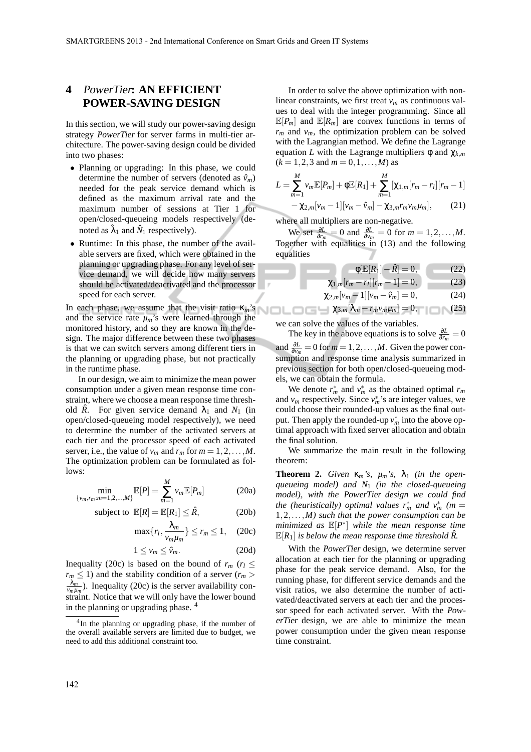## 4 *PowerTier*: AN EFFICIENT POWER-SAVING DESIGN

In this section, we will study our power-saving design strategy *PowerTier* for server farms in multi-tier architecture. The power-saving design could be divided into two phases:

- Planning or upgrading: In this phase, we could determine the number of servers (denoted as $\hat{v}_m$) needed for the peak service demand which is defined as the maximum arrival rate and the maximum number of sessions at Tier 1 for open/closed-queueing models respectively (denoted as $\hat{\lambda}_1$ and $\hat{N}_1$ respectively).
- Runtime: In this phase, the number of the available servers are fixed, which were obtained in the planning or upgrading phase. For any level of service demand, we will decide how many servers should be activated/deactivated and the processor speed for each server.

In each phase, we assume that the visit ratio $\kappa_m$'s and the service rate $\mu_m$'s were learned through the monitored history, and so they are known in the design. The major difference between these two phases is that we can switch servers among different tiers in the planning or upgrading phase, but not practically in the runtime phase.

In our design, we aim to minimize the mean power consumption under a given mean response time constraint, where we choose a mean response time threshold $\hat{R}$. For given service demand $\lambda_1$ and $N_1$ (in open/closed-queueing model respectively), we need to determine the number of the activated servers at each tier and the processor speed of each activated server, i.e., the value of $v_m$ and $r_m$ for $m = 1, 2, \ldots, M$. The optimization problem can be formulated as follows:

$$\min_{\{v_m, r_m : m=1,2,\ldots,M\}} \mathbb{E}[P] = \sum_{m=1}^{M} v_m \mathbb{E}[P_m] \tag{20a}$$

$$\text{subject to } \mathbb{E}[R] = \mathbb{E}[R_1] \leq \hat{R}, \tag{20b}$$

$$\max\{r_l, \frac{\lambda_m}{v_m \mu_m}\} \leq r_m \leq 1, \tag{20c}$$

$$1 \leq v_m \leq \hat{v}_m. \tag{20d}$$

Inequality (20c) is based on the bound of $r_m$ ($r_l \leq r_m \leq 1$) and the stability condition of a server ($r_m > \frac{\lambda_m}{v_m \mu_m}$). Inequality (20c) is the server availability constraint. Notice that we will only have the lower bound in the planning or upgrading phase. [4]

[4] In the planning or upgrading phase, if the number of the overall available servers are limited due to budget, we need to add this additional constraint too.

In order to solve the above optimization with nonlinear constraints, we first treat $v_m$ as continuous values to deal with the integer programming. Since all $\mathbb{E}[P_m]$ and $\mathbb{E}[R_m]$ are convex functions in terms of $r_m$ and $v_m$, the optimization problem can be solved with the Lagrangian method. We define the Lagrange equation $L$ with the Lagrange multipliers $\phi$ and $\chi_{k,m}$ ($k = 1, 2, 3$ and $m = 0, 1, \ldots, M$) as

$$L = \sum_{m=1}^{M} v_m \mathbb{E}[P_m] + \phi \mathbb{E}[R_1] + \sum_{m=1}^{M} [\chi_{1,m}[r_m - r_l][r_m - 1] - \chi_{2,m}[v_m - 1][v_m - \hat{v}_m] - \chi_{3,m} r_m v_m \mu_m], \tag{21}$$

where all multipliers are non-negative.

We set $\frac{\partial L}{\partial r_m} = 0$ and $\frac{\partial L}{\partial v_m} = 0$ for $m = 1, 2, \ldots, M$. Together with equalities in (13) and the following equalities

$$\phi[\mathbb{E}[R_1] - \hat{R}] = 0, \tag{22}$$

$$\chi_{1,m}[r_m - r_l][r_m - 1] = 0, \tag{23}$$

$$\chi_{2,m}[v_m - 1][v_m - \hat{v}_m] = 0, \tag{24}$$

$$\chi_{3,m}[\lambda_m - r_m v_m \mu_m] = 0, \tag{25}$$

we can solve the values of the variables.

The key in the above equations is to solve $\frac{\partial L}{\partial r_m} = 0$ and $\frac{\partial L}{\partial v_m} = 0$ for $m = 1, 2, \ldots, M$. Given the power consumption and response time analysis summarized in previous section for both open/closed-queueing models, we can obtain the formula.

We denote $r_m^*$ and $v_m^*$ as the obtained optimal $r_m$ and $v_m$ respectively. Since $v_m^*$'s are integer values, we could choose their rounded-up values as the final output. Then apply the rounded-up $v_m^*$ into the above optimal approach with fixed server allocation and obtain the final solution.

We summarize the main result in the following theorem:

**Theorem 2.** *Given $\kappa_m$'s, $\mu_m$'s, $\lambda_1$ (in the open-queueing model) and $N_1$ (in the closed-queueing model), with the PowerTier design we could find the (heuristically) optimal values $r_m^*$ and $v_m^*$ ($m = 1, 2, \ldots, M$) such that the power consumption can be minimized as $\mathbb{E}[P^*]$ while the mean response time $\mathbb{E}[R_1]$ is below the mean response time threshold $\hat{R}$.*

With the *PowerTier* design, we determine server allocation at each tier for the planning or upgrading phase for the peak service demand. Also, for the running phase, for different service demands and the visit ratios, we also determine the number of activated/deactivated servers at each tier and the processor speed for each activated server. With the *PowerTier* design, we are able to minimize the mean power consumption under the given mean response time constraint.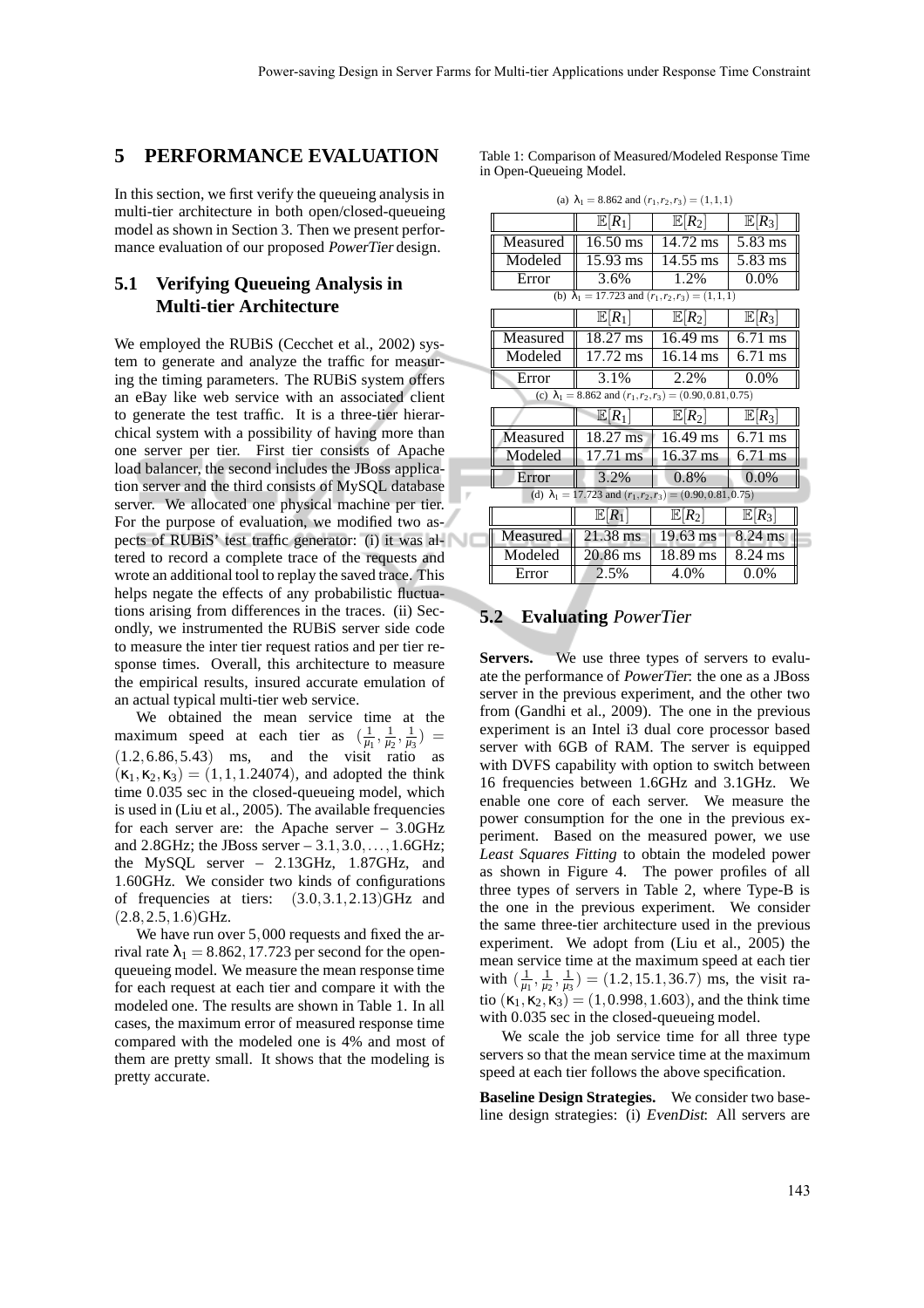# 5 PERFORMANCE EVALUATION

In this section, we first verify the queueing analysis in multi-tier architecture in both open/closed-queueing model as shown in Section 3. Then we present performance evaluation of our proposed *PowerTier* design.

## 5.1 Verifying Queueing Analysis in Multi-tier Architecture

We employed the RUBiS (Cecchet et al., 2002) system to generate and analyze the traffic for measuring the timing parameters. The RUBiS system offers an eBay like web service with an associated client to generate the test traffic. It is a three-tier hierarchical system with a possibility of having more than one server per tier. First tier consists of Apache load balancer, the second includes the JBoss application server and the third consists of MySQL database server. We allocated one physical machine per tier. For the purpose of evaluation, we modified two aspects of RUBiS' test traffic generator: (i) it was altered to record a complete trace of the requests and wrote an additional tool to replay the saved trace. This helps negate the effects of any probabilistic fluctuations arising from differences in the traces. (ii) Secondly, we instrumented the RUBiS server side code to measure the inter tier request ratios and per tier response times. Overall, this architecture to measure the empirical results, insured accurate emulation of an actual typical multi-tier web service.

We obtained the mean service time at the maximum speed at each tier as $(\frac{1}{\mu_1}, \frac{1}{\mu_2}, \frac{1}{\mu_3}) = (1.2, 6.86, 5.43)$ ms, and the visit ratio as $(\kappa_1, \kappa_2, \kappa_3) = (1, 1, 1.24074)$, and adopted the think time 0.035 sec in the closed-queueing model, which is used in (Liu et al., 2005). The available frequencies for each server are: the Apache server – 3.0GHz and 2.8GHz; the JBoss server – $3.1, 3.0, \ldots, 1.6$GHz; the MySQL server – 2.13GHz, 1.87GHz, and 1.60GHz. We consider two kinds of configurations of frequencies at tiers: $(3.0, 3.1, 2.13)$GHz and $(2.8, 2.5, 1.6)$GHz.

We have run over 5,000 requests and fixed the arrival rate $\lambda_1 = 8.862, 17.723$ per second for the open-queueing model. We measure the mean response time for each request at each tier and compare it with the modeled one. The results are shown in Table 1. In all cases, the maximum error of measured response time compared with the modeled one is 4% and most of them are pretty small. It shows that the modeling is pretty accurate.

Table 1: Comparison of Measured/Modeled Response Time in Open-Queueing Model.

(a) $\lambda_1 = 8.862$ and $(r_1, r_2, r_3) = (1, 1, 1)$

| | $\mathbb{E}[R_1]$ | $\mathbb{E}[R_2]$ | $\mathbb{E}[R_3]$ |
|---|---|---|---|
| Measured | 16.50 ms | 14.72 ms | 5.83 ms |
| Modeled | 15.93 ms | 14.55 ms | 5.83 ms |
| Error | 3.6% | 1.2% | 0.0% |

(b) $\lambda_1 = 17.723$ and $(r_1, r_2, r_3) = (1, 1, 1)$

| | $\mathbb{E}[R_1]$ | $\mathbb{E}[R_2]$ | $\mathbb{E}[R_3]$ |
|---|---|---|---|
| Measured | 18.27 ms | 16.49 ms | 6.71 ms |
| Modeled | 17.72 ms | 16.14 ms | 6.71 ms |
| Error | 3.1% | 2.2% | 0.0% |

(c) $\lambda_1 = 8.862$ and $(r_1, r_2, r_3) = (0.90, 0.81, 0.75)$

| | $\mathbb{E}[R_1]$ | $\mathbb{E}[R_2]$ | $\mathbb{E}[R_3]$ |
|---|---|---|---|
| Measured | 18.27 ms | 16.49 ms | 6.71 ms |
| Modeled | 17.71 ms | 16.37 ms | 6.71 ms |
| Error | 3.2% | 0.8% | 0.0% |

(d) $\lambda_1 = 17.723$ and $(r_1, r_2, r_3) = (0.90, 0.81, 0.75)$

| | $\mathbb{E}[R_1]$ | $\mathbb{E}[R_2]$ | $\mathbb{E}[R_3]$ |
|---|---|---|---|
| Measured | 21.38 ms | 19.63 ms | 8.24 ms |
| Modeled | 20.86 ms | 18.89 ms | 8.24 ms |
| Error | 2.5% | 4.0% | 0.0% |

## 5.2 Evaluating *PowerTier*

**Servers.** We use three types of servers to evaluate the performance of *PowerTier*: the one as a JBoss server in the previous experiment, and the other two from (Gandhi et al., 2009). The one in the previous experiment is an Intel i3 dual core processor based server with 6GB of RAM. The server is equipped with DVFS capability with option to switch between 16 frequencies between 1.6GHz and 3.1GHz. We enable one core of each server. We measure the power consumption for the one in the previous experiment. Based on the measured power, we use *Least Squares Fitting* to obtain the modeled power as shown in Figure 4. The power profiles of all three types of servers in Table 2, where Type-B is the one in the previous experiment. We consider the same three-tier architecture used in the previous experiment. We adopt from (Liu et al., 2005) the mean service time at the maximum speed at each tier with $(\frac{1}{\mu_1}, \frac{1}{\mu_2}, \frac{1}{\mu_3}) = (1.2, 15.1, 36.7)$ ms, the visit ratio $(\kappa_1, \kappa_2, \kappa_3) = (1, 0.998, 1.603)$, and the think time with 0.035 sec in the closed-queueing model.

We scale the job service time for all three type servers so that the mean service time at the maximum speed at each tier follows the above specification.

**Baseline Design Strategies.** We consider two baseline design strategies: (i) *EvenDist*: All servers are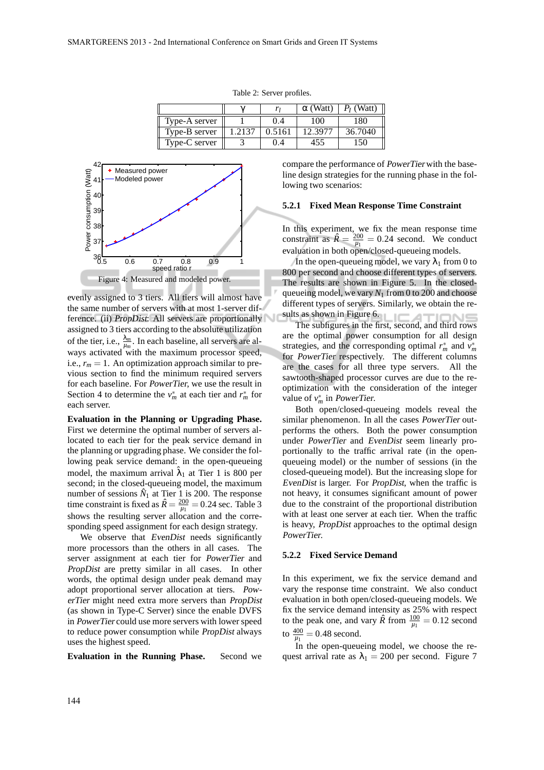Table 2: Server profiles.

| | $\gamma$ | $r_l$ | $\alpha$ (Watt) | $P_I$ (Watt) |
|---|---|---|---|---|
| Type-A server | 1 | 0.4 | 100 | 180 |
| Type-B server | 1.2137 | 0.5161 | 12.3977 | 36.7040 |
| Type-C server | 3 | 0.4 | 455 | 150 |

Figure 4: Measured and modeled power.

evenly assigned to 3 tiers. All tiers will almost have the same number of servers with at most 1-server difference. (ii) *PropDist*: All servers are proportionally assigned to 3 tiers according to the absolute utilization of the tier, i.e., $\frac{\lambda_m}{\mu_m}$. In each baseline, all servers are always activated with the maximum processor speed, i.e., $r_m = 1$. An optimization approach similar to previous section to find the minimum required servers for each baseline. For *PowerTier*, we use the result in Section 4 to determine the $v_m^*$ at each tier and $r_m^*$ for each server.

**Evaluation in the Planning or Upgrading Phase.** First we determine the optimal number of servers allocated to each tier for the peak service demand in the planning or upgrading phase. We consider the following peak service demand: in the open-queueing model, the maximum arrival $\hat{\lambda}_1$ at Tier 1 is 800 per second; in the closed-queueing model, the maximum number of sessions $\hat{N}_1$ at Tier 1 is 200. The response time constraint is fixed as $\hat{R} = \frac{200}{\mu_1} = 0.24$ sec. Table 3 shows the resulting server allocation and the corresponding speed assignment for each design strategy.

We observe that *EvenDist* needs significantly more processors than the others in all cases. The server assignment at each tier for *PowerTier* and *PropDist* are pretty similar in all cases. In other words, the optimal design under peak demand may adopt proportional server allocation at tiers. *PowerTier* might need extra more servers than *PropDist* (as shown in Type-C Server) since the enable DVFS in *PowerTier* could use more servers with lower speed to reduce power consumption while *PropDist* always uses the highest speed.

**Evaluation in the Running Phase.** Second we compare the performance of *PowerTier* with the baseline design strategies for the running phase in the following two scenarios:

### 5.2.1 Fixed Mean Response Time Constraint

In this experiment, we fix the mean response time constraint as $\hat{R} = \frac{200}{\mu_1} = 0.24$ second. We conduct evaluation in both open/closed-queueing models.

In the open-queueing model, we vary $\lambda_1$ from 0 to 800 per second and choose different types of servers. The results are shown in Figure 5. In the closed-queueing model, we vary $N_1$ from 0 to 200 and choose different types of servers. Similarly, we obtain the results as shown in Figure 6.

The subfigures in the first, second, and third rows are the optimal power consumption for all design strategies, and the corresponding optimal $r_m^*$ and $v_m^*$ for *PowerTier* respectively. The different columns are the cases for all three type servers. All the sawtooth-shaped processor curves are due to the re-optimization with the consideration of the integer value of $v_m^*$ in *PowerTier*.

Both open/closed-queueing models reveal the similar phenomenon. In all the cases *PowerTier* outperforms the others. Both the power consumption under *PowerTier* and *EvenDist* seem linearly proportionally to the traffic arrival rate (in the open-queueing model) or the number of sessions (in the closed-queueing model). But the increasing slope for *EvenDist* is larger. For *PropDist*, when the traffic is not heavy, it consumes significant amount of power due to the constraint of the proportional distribution with at least one server at each tier. When the traffic is heavy, *PropDist* approaches to the optimal design *PowerTier*.

### 5.2.2 Fixed Service Demand

In this experiment, we fix the service demand and vary the response time constraint. We also conduct evaluation in both open/closed-queueing models. We fix the service demand intensity as 25% with respect to the peak one, and vary $\hat{R}$ from $\frac{100}{\mu_1} = 0.12$ second to $\frac{400}{\mu_1} = 0.48$ second.

In the open-queueing model, we choose the request arrival rate as $\lambda_1 = 200$ per second. Figure 7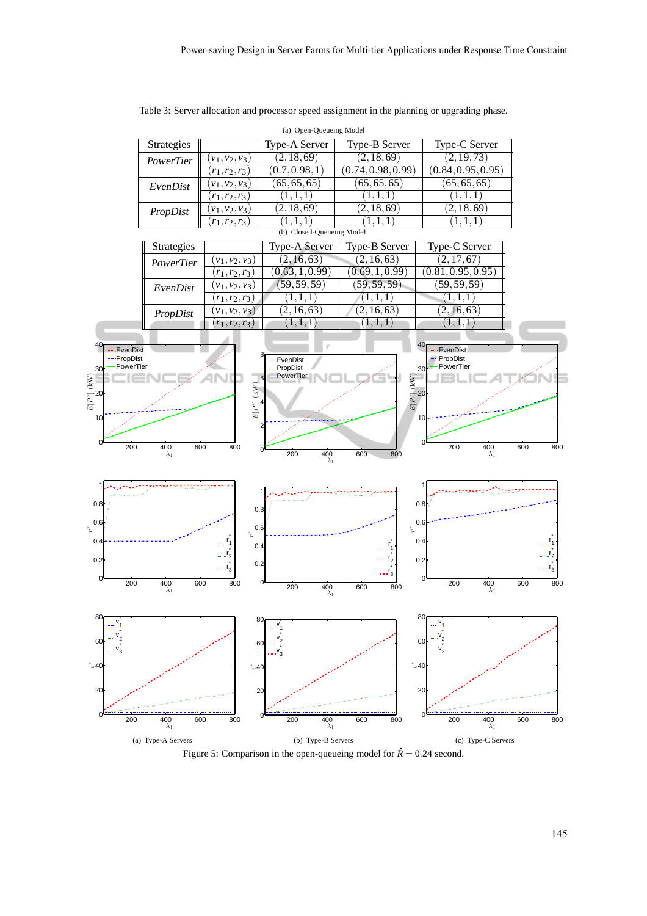Table 3: Server allocation and processor speed assignment in the planning or upgrading phase.

(a) Open-Queueing Model

| Strategies | | Type-A Server | Type-B Server | Type-C Server |
|---|---|---|---|---|
| *PowerTier* | $(v_1, v_2, v_3)$ | $(2, 18, 69)$ | $(2, 18, 69)$ | $(2, 19, 73)$ |
| | $(r_1, r_2, r_3)$ | $(0.7, 0.98, 1)$ | $(0.74, 0.98, 0.99)$ | $(0.84, 0.95, 0.95)$ |
| *EvenDist* | $(v_1, v_2, v_3)$ | $(65, 65, 65)$ | $(65, 65, 65)$ | $(65, 65, 65)$ |
| | $(r_1, r_2, r_3)$ | $(1, 1, 1)$ | $(1, 1, 1)$ | $(1, 1, 1)$ |
| *PropDist* | $(v_1, v_2, v_3)$ | $(2, 18, 69)$ | $(2, 18, 69)$ | $(2, 18, 69)$ |
| | $(r_1, r_2, r_3)$ | $(1, 1, 1)$ | $(1, 1, 1)$ | $(1, 1, 1)$ |

(b) Closed-Queueing Model

| Strategies | | Type-A Server | Type-B Server | Type-C Server |
|---|---|---|---|---|
| *PowerTier* | $(v_1, v_2, v_3)$ | $(2, 16, 63)$ | $(2, 16, 63)$ | $(2, 17, 67)$ |
| | $(r_1, r_2, r_3)$ | $(0.63, 1, 0.99)$ | $(0.69, 1, 0.99)$ | $(0.81, 0.95, 0.95)$ |
| *EvenDist* | $(v_1, v_2, v_3)$ | $(59, 59, 59)$ | $(59, 59, 59)$ | $(59, 59, 59)$ |
| | $(r_1, r_2, r_3)$ | $(1, 1, 1)$ | $(1, 1, 1)$ | $(1, 1, 1)$ |
| *PropDist* | $(v_1, v_2, v_3)$ | $(2, 16, 63)$ | $(2, 16, 63)$ | $(2, 16, 63)$ |
| | $(r_1, r_2, r_3)$ | $(1, 1, 1)$ | $(1, 1, 1)$ | $(1, 1, 1)$ |

(a) Type-A Servers (b) Type-B Servers (c) Type-C Servers

Figure 5: Comparison in the open-queueing model for $\hat{R} = 0.24$ second.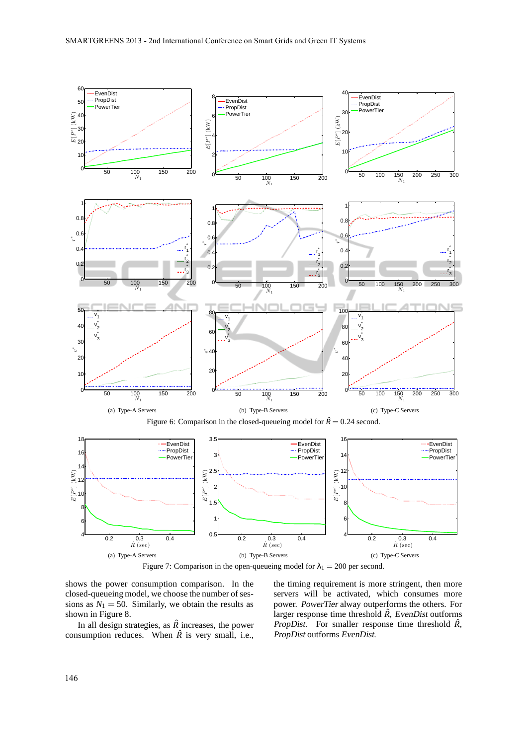(a) Type-A Servers (b) Type-B Servers (c) Type-C Servers

Figure 6: Comparison in the closed-queueing model for $\hat{R} = 0.24$ second.

(a) Type-A Servers (b) Type-B Servers (c) Type-C Servers

Figure 7: Comparison in the open-queueing model for $\lambda_1 = 200$ per second.

shows the power consumption comparison. In the closed-queueing model, we choose the number of sessions as $N_1 = 50$. Similarly, we obtain the results as shown in Figure 8.

In all design strategies, as $\hat{R}$ increases, the power consumption reduces. When $\hat{R}$ is very small, i.e., the timing requirement is more stringent, then more servers will be activated, which consumes more power. *PowerTier* alway outperforms the others. For larger response time threshold $\hat{R}$, *EvenDist* outforms *PropDist*. For smaller response time threshold $\hat{R}$, *PropDist* outforms *EvenDist*.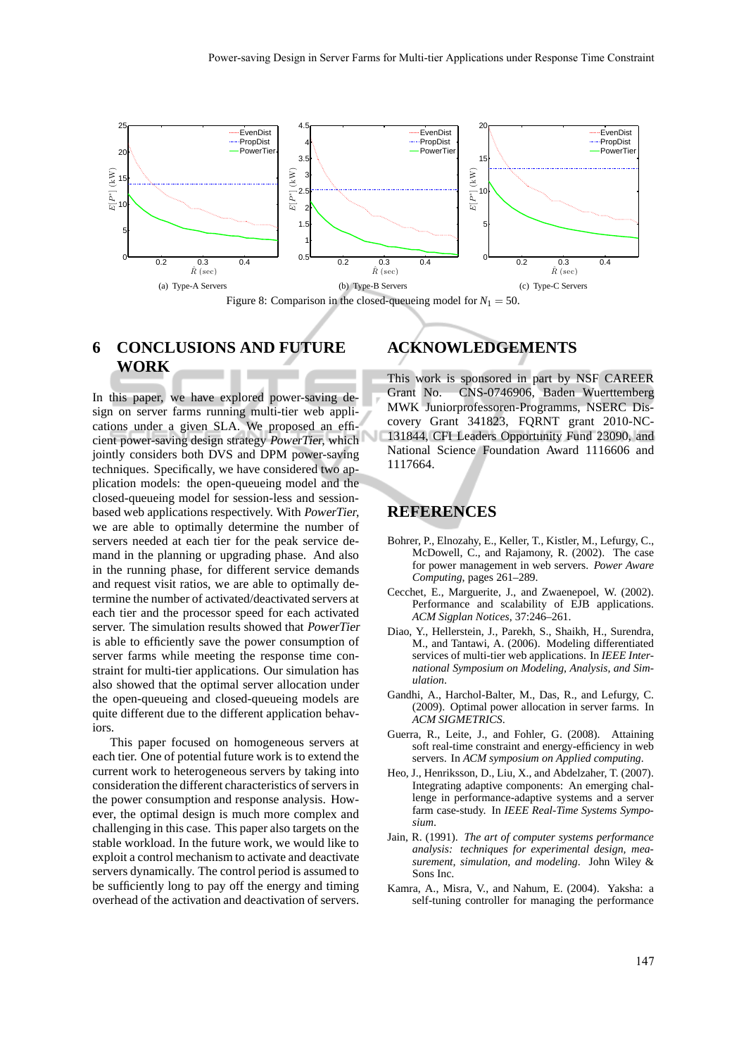(a) Type-A Servers (b) Type-B Servers (c) Type-C Servers

Figure 8: Comparison in the closed-queueing model for $N_1 = 50$.

## 6 CONCLUSIONS AND FUTURE WORK

In this paper, we have explored power-saving design on server farms running multi-tier web applications under a given SLA. We proposed an efficient power-saving design strategy *PowerTier*, which jointly considers both DVS and DPM power-saving techniques. Specifically, we have considered two application models: the open-queueing model and the closed-queueing model for session-less and session-based web applications respectively. With *PowerTier*, we are able to optimally determine the number of servers needed at each tier for the peak service demand in the planning or upgrading phase. And also in the running phase, for different service demands and request visit ratios, we are able to optimally determine the number of activated/deactivated servers at each tier and the processor speed for each activated server. The simulation results showed that *PowerTier* is able to efficiently save the power consumption of server farms while meeting the response time constraint for multi-tier applications. Our simulation has also showed that the optimal server allocation under the open-queueing and closed-queueing models are quite different due to the different application behaviors.

This paper focused on homogeneous servers at each tier. One of potential future work is to extend the current work to heterogeneous servers by taking into consideration the different characteristics of servers in the power consumption and response analysis. However, the optimal design is much more complex and challenging in this case. This paper also targets on the stable workload. In the future work, we would like to exploit a control mechanism to activate and deactivate servers dynamically. The control period is assumed to be sufficiently long to pay off the energy and timing overhead of the activation and deactivation of servers.

## ACKNOWLEDGEMENTS

This work is sponsored in part by NSF CAREER Grant No. CNS-0746906, Baden Wuerttemberg MWK Juniorprofessoren-Programms, NSERC Discovery Grant 341823, FQRNT grant 2010-NC-131844, CFI Leaders Opportunity Fund 23090, and National Science Foundation Award 1116606 and 1117664.

## REFERENCES

Bohrer, P., Elnozahy, E., Keller, T., Kistler, M., Lefurgy, C., McDowell, C., and Rajamony, R. (2002). The case for power management in web servers. *Power Aware Computing*, pages 261–289.

Cecchet, E., Marguerite, J., and Zwaenepoel, W. (2002). Performance and scalability of EJB applications. *ACM Sigplan Notices*, 37:246–261.

Diao, Y., Hellerstein, J., Parekh, S., Shaikh, H., Surendra, M., and Tantawi, A. (2006). Modeling differentiated services of multi-tier web applications. In *IEEE International Symposium on Modeling, Analysis, and Simulation*.

Gandhi, A., Harchol-Balter, M., Das, R., and Lefurgy, C. (2009). Optimal power allocation in server farms. In *ACM SIGMETRICS*.

Guerra, R., Leite, J., and Fohler, G. (2008). Attaining soft real-time constraint and energy-efficiency in web servers. In *ACM symposium on Applied computing*.

Heo, J., Henriksson, D., Liu, X., and Abdelzaher, T. (2007). Integrating adaptive components: An emerging challenge in performance-adaptive systems and a server farm case-study. In *IEEE Real-Time Systems Symposium*.

Jain, R. (1991). *The art of computer systems performance analysis: techniques for experimental design, measurement, simulation, and modeling*. John Wiley & Sons Inc.

Kamra, A., Misra, V., and Nahum, E. (2004). Yaksha: a self-tuning controller for managing the performance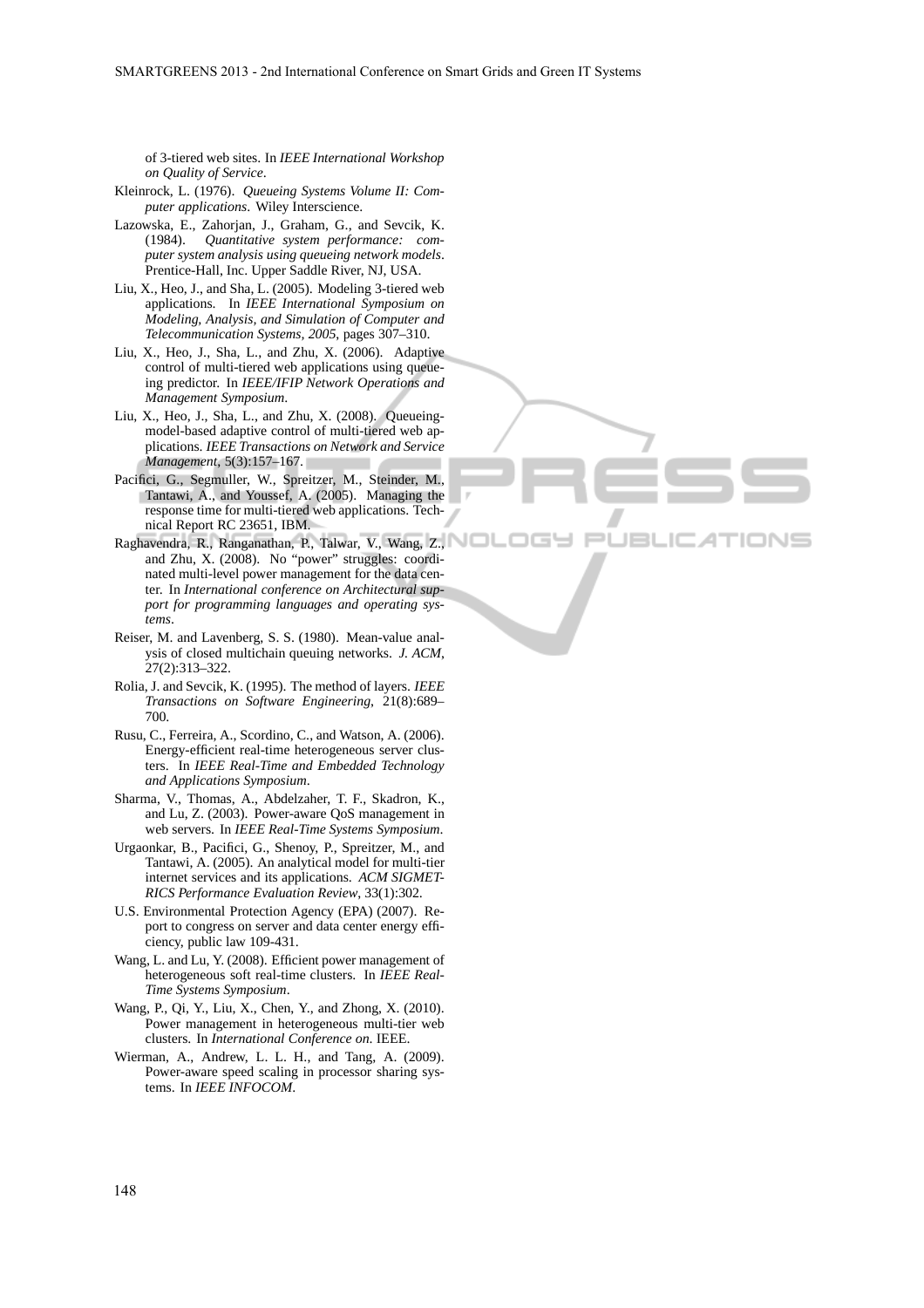of 3-tiered web sites. In *IEEE International Workshop on Quality of Service*.

Kleinrock, L. (1976). *Queueing Systems Volume II: Computer applications*. Wiley Interscience.

Lazowska, E., Zahorjan, J., Graham, G., and Sevcik, K. (1984). *Quantitative system performance: computer system analysis using queueing network models*. Prentice-Hall, Inc. Upper Saddle River, NJ, USA.

Liu, X., Heo, J., and Sha, L. (2005). Modeling 3-tiered web applications. In *IEEE International Symposium on Modeling, Analysis, and Simulation of Computer and Telecommunication Systems, 2005*, pages 307–310.

Liu, X., Heo, J., Sha, L., and Zhu, X. (2006). Adaptive control of multi-tiered web applications using queueing predictor. In *IEEE/IFIP Network Operations and Management Symposium*.

Liu, X., Heo, J., Sha, L., and Zhu, X. (2008). Queueing-model-based adaptive control of multi-tiered web applications. *IEEE Transactions on Network and Service Management*, 5(3):157–167.

Pacifici, G., Segmuller, W., Spreitzer, M., Steinder, M., Tantawi, A., and Youssef, A. (2005). Managing the response time for multi-tiered web applications. Technical Report RC 23651, IBM.

Raghavendra, R., Ranganathan, P., Talwar, V., Wang, Z., and Zhu, X. (2008). No "power" struggles: coordinated multi-level power management for the data center. In *International conference on Architectural support for programming languages and operating systems*.

Reiser, M. and Lavenberg, S. S. (1980). Mean-value analysis of closed multichain queuing networks. *J. ACM*, 27(2):313–322.

Rolia, J. and Sevcik, K. (1995). The method of layers. *IEEE Transactions on Software Engineering*, 21(8):689–700.

Rusu, C., Ferreira, A., Scordino, C., and Watson, A. (2006). Energy-efficient real-time heterogeneous server clusters. In *IEEE Real-Time and Embedded Technology and Applications Symposium*.

Sharma, V., Thomas, A., Abdelzaher, T. F., Skadron, K., and Lu, Z. (2003). Power-aware QoS management in web servers. In *IEEE Real-Time Systems Symposium*.

Urgaonkar, B., Pacifici, G., Shenoy, P., Spreitzer, M., and Tantawi, A. (2005). An analytical model for multi-tier internet services and its applications. *ACM SIGMETRICS Performance Evaluation Review*, 33(1):302.

U.S. Environmental Protection Agency (EPA) (2007). Report to congress on server and data center energy efficiency, public law 109-431.

Wang, L. and Lu, Y. (2008). Efficient power management of heterogeneous soft real-time clusters. In *IEEE Real-Time Systems Symposium*.

Wang, P., Qi, Y., Liu, X., Chen, Y., and Zhong, X. (2010). Power management in heterogeneous multi-tier web clusters. In *International Conference on*. IEEE.

Wierman, A., Andrew, L. L. H., and Tang, A. (2009). Power-aware speed scaling in processor sharing systems. In *IEEE INFOCOM*.